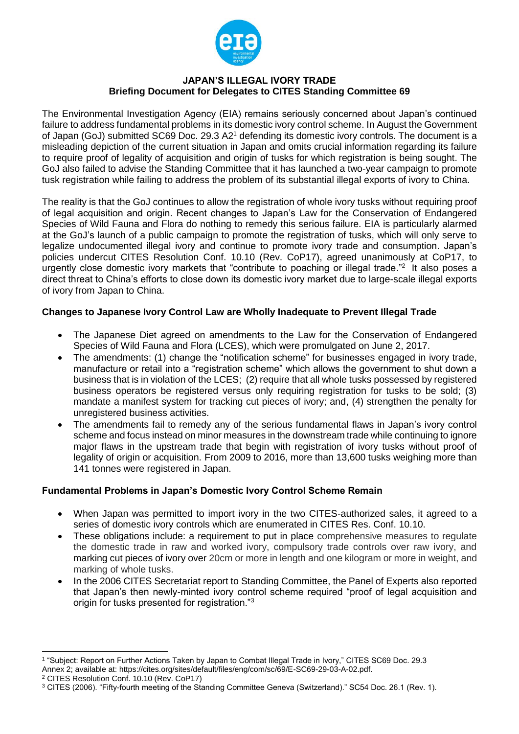# JAPAN'S ILLEGAL IVORY TRADE

## Briefing Document for Delegates to CITES Standing Committee 69

The Environmental Investigation Agency (EIA) remains seriously concerned about Japan's continued failure to address fundamental problems in its domestic ivory control scheme. In August the Government of Japan (GoJ) submitted SC69 Doc. 29.3 A2[1] defending its domestic ivory controls. The document is a misleading depiction of the current situation in Japan and omits crucial information regarding its failure to require proof of legality of acquisition and origin of tusks for which registration is being sought. The GoJ also failed to advise the Standing Committee that it has launched a two-year campaign to promote tusk registration while failing to address the problem of its substantial illegal exports of ivory to China.

The reality is that the GoJ continues to allow the registration of whole ivory tusks without requiring proof of legal acquisition and origin. Recent changes to Japan's Law for the Conservation of Endangered Species of Wild Fauna and Flora do nothing to remedy this serious failure. EIA is particularly alarmed at the GoJ's launch of a public campaign to promote the registration of tusks, which will only serve to legalize undocumented illegal ivory and continue to promote ivory trade and consumption. Japan's policies undercut CITES Resolution Conf. 10.10 (Rev. CoP17), agreed unanimously at CoP17, to urgently close domestic ivory markets that "contribute to poaching or illegal trade."[2] It also poses a direct threat to China's efforts to close down its domestic ivory market due to large-scale illegal exports of ivory from Japan to China.

### Changes to Japanese Ivory Control Law are Wholly Inadequate to Prevent Illegal Trade

- The Japanese Diet agreed on amendments to the Law for the Conservation of Endangered Species of Wild Fauna and Flora (LCES), which were promulgated on June 2, 2017.
- The amendments: (1) change the "notification scheme" for businesses engaged in ivory trade, manufacture or retail into a "registration scheme" which allows the government to shut down a business that is in violation of the LCES; (2) require that all whole tusks possessed by registered business operators be registered versus only requiring registration for tusks to be sold; (3) mandate a manifest system for tracking cut pieces of ivory; and, (4) strengthen the penalty for unregistered business activities.
- The amendments fail to remedy any of the serious fundamental flaws in Japan's ivory control scheme and focus instead on minor measures in the downstream trade while continuing to ignore major flaws in the upstream trade that begin with registration of ivory tusks without proof of legality of origin or acquisition. From 2009 to 2016, more than 13,600 tusks weighing more than 141 tonnes were registered in Japan.

### Fundamental Problems in Japan's Domestic Ivory Control Scheme Remain

- When Japan was permitted to import ivory in the two CITES-authorized sales, it agreed to a series of domestic ivory controls which are enumerated in CITES Res. Conf. 10.10.
- These obligations include: a requirement to put in place comprehensive measures to regulate the domestic trade in raw and worked ivory, compulsory trade controls over raw ivory, and marking cut pieces of ivory over 20cm or more in length and one kilogram or more in weight, and marking of whole tusks.
- In the 2006 CITES Secretariat report to Standing Committee, the Panel of Experts also reported that Japan's then newly-minted ivory control scheme required "proof of legal acquisition and origin for tusks presented for registration."[3]

---

[1] "Subject: Report on Further Actions Taken by Japan to Combat Illegal Trade in Ivory," CITES SC69 Doc. 29.3 Annex 2; available at: https://cites.org/sites/default/files/eng/com/sc/69/E-SC69-29-03-A-02.pdf.

[2] CITES Resolution Conf. 10.10 (Rev. CoP17)

[3] CITES (2006). "Fifty-fourth meeting of the Standing Committee Geneva (Switzerland)." SC54 Doc. 26.1 (Rev. 1).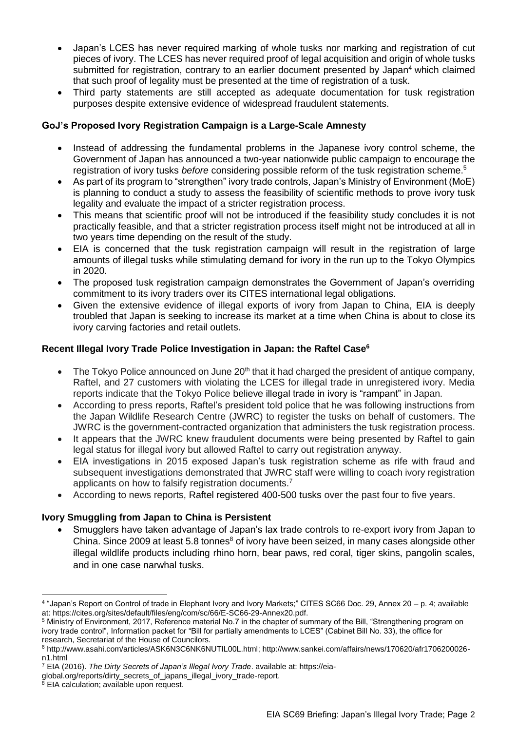- Japan's LCES has never required marking of whole tusks nor marking and registration of cut pieces of ivory. The LCES has never required proof of legal acquisition and origin of whole tusks submitted for registration, contrary to an earlier document presented by Japan[4] which claimed that such proof of legality must be presented at the time of registration of a tusk.
- Third party statements are still accepted as adequate documentation for tusk registration purposes despite extensive evidence of widespread fraudulent statements.

### GoJ's Proposed Ivory Registration Campaign is a Large-Scale Amnesty

- Instead of addressing the fundamental problems in the Japanese ivory control scheme, the Government of Japan has announced a two-year nationwide public campaign to encourage the registration of ivory tusks *before* considering possible reform of the tusk registration scheme.[5]
- As part of its program to "strengthen" ivory trade controls, Japan's Ministry of Environment (MoE) is planning to conduct a study to assess the feasibility of scientific methods to prove ivory tusk legality and evaluate the impact of a stricter registration process.
- This means that scientific proof will not be introduced if the feasibility study concludes it is not practically feasible, and that a stricter registration process itself might not be introduced at all in two years time depending on the result of the study.
- EIA is concerned that the tusk registration campaign will result in the registration of large amounts of illegal tusks while stimulating demand for ivory in the run up to the Tokyo Olympics in 2020.
- The proposed tusk registration campaign demonstrates the Government of Japan's overriding commitment to its ivory traders over its CITES international legal obligations.
- Given the extensive evidence of illegal exports of ivory from Japan to China, EIA is deeply troubled that Japan is seeking to increase its market at a time when China is about to close its ivory carving factories and retail outlets.

### Recent Illegal Ivory Trade Police Investigation in Japan: the Raftel Case[6]

- The Tokyo Police announced on June 20th that it had charged the president of antique company, Raftel, and 27 customers with violating the LCES for illegal trade in unregistered ivory. Media reports indicate that the Tokyo Police believe illegal trade in ivory is "rampant" in Japan.
- According to press reports, Raftel's president told police that he was following instructions from the Japan Wildlife Research Centre (JWRC) to register the tusks on behalf of customers. The JWRC is the government-contracted organization that administers the tusk registration process.
- It appears that the JWRC knew fraudulent documents were being presented by Raftel to gain legal status for illegal ivory but allowed Raftel to carry out registration anyway.
- EIA investigations in 2015 exposed Japan's tusk registration scheme as rife with fraud and subsequent investigations demonstrated that JWRC staff were willing to coach ivory registration applicants on how to falsify registration documents.[7]
- According to news reports, Raftel registered 400-500 tusks over the past four to five years.

### Ivory Smuggling from Japan to China is Persistent

- Smugglers have taken advantage of Japan's lax trade controls to re-export ivory from Japan to China. Since 2009 at least 5.8 tonnes[8] of ivory have been seized, in many cases alongside other illegal wildlife products including rhino horn, bear paws, red coral, tiger skins, pangolin scales, and in one case narwhal tusks.

---

[4] "Japan's Report on Control of trade in Elephant Ivory and Ivory Markets;" CITES SC66 Doc. 29, Annex 20 – p. 4; available at: https://cites.org/sites/default/files/eng/com/sc/66/E-SC66-29-Annex20.pdf.

[5] Ministry of Environment, 2017, Reference material No.7 in the chapter of summary of the Bill, "Strengthening program on ivory trade control", Information packet for "Bill for partially amendments to LCES" (Cabinet Bill No. 33), the office for research, Secretariat of the House of Councilors.

[6] http://www.asahi.com/articles/ASK6N3C6NK6NUTIL00L.html; http://www.sankei.com/affairs/news/170620/afr1706200026-n1.html

[7] EIA (2016). *The Dirty Secrets of Japan's Illegal Ivory Trade*. available at: https://eia-global.org/reports/dirty_secrets_of_japans_illegal_ivory_trade-report.

[8] EIA calculation; available upon request.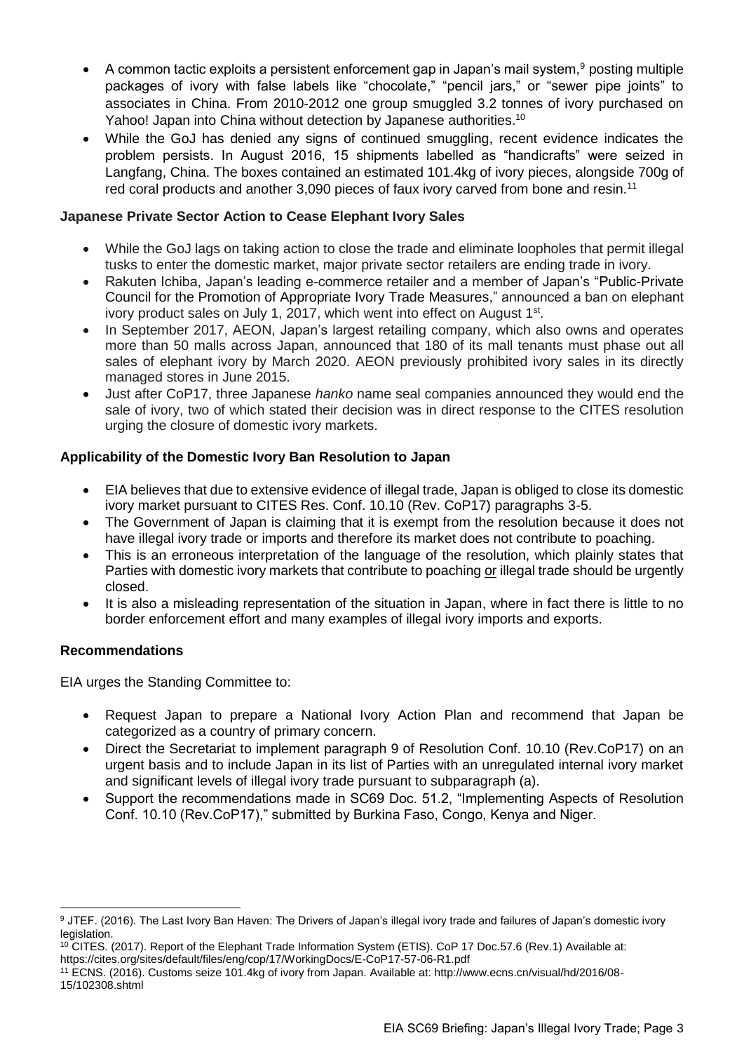- A common tactic exploits a persistent enforcement gap in Japan's mail system,[9] posting multiple packages of ivory with false labels like "chocolate," "pencil jars," or "sewer pipe joints" to associates in China. From 2010-2012 one group smuggled 3.2 tonnes of ivory purchased on Yahoo! Japan into China without detection by Japanese authorities.[10]
- While the GoJ has denied any signs of continued smuggling, recent evidence indicates the problem persists. In August 2016, 15 shipments labelled as "handicrafts" were seized in Langfang, China. The boxes contained an estimated 101.4kg of ivory pieces, alongside 700g of red coral products and another 3,090 pieces of faux ivory carved from bone and resin.[11]

**Japanese Private Sector Action to Cease Elephant Ivory Sales**

- While the GoJ lags on taking action to close the trade and eliminate loopholes that permit illegal tusks to enter the domestic market, major private sector retailers are ending trade in ivory.
- Rakuten Ichiba, Japan's leading e-commerce retailer and a member of Japan's "Public-Private Council for the Promotion of Appropriate Ivory Trade Measures," announced a ban on elephant ivory product sales on July 1, 2017, which went into effect on August 1st.
- In September 2017, AEON, Japan's largest retailing company, which also owns and operates more than 50 malls across Japan, announced that 180 of its mall tenants must phase out all sales of elephant ivory by March 2020. AEON previously prohibited ivory sales in its directly managed stores in June 2015.
- Just after CoP17, three Japanese *hanko* name seal companies announced they would end the sale of ivory, two of which stated their decision was in direct response to the CITES resolution urging the closure of domestic ivory markets.

**Applicability of the Domestic Ivory Ban Resolution to Japan**

- EIA believes that due to extensive evidence of illegal trade, Japan is obliged to close its domestic ivory market pursuant to CITES Res. Conf. 10.10 (Rev. CoP17) paragraphs 3-5.
- The Government of Japan is claiming that it is exempt from the resolution because it does not have illegal ivory trade or imports and therefore its market does not contribute to poaching.
- This is an erroneous interpretation of the language of the resolution, which plainly states that Parties with domestic ivory markets that contribute to poaching <u>or</u> illegal trade should be urgently closed.
- It is also a misleading representation of the situation in Japan, where in fact there is little to no border enforcement effort and many examples of illegal ivory imports and exports.

**Recommendations**

EIA urges the Standing Committee to:

- Request Japan to prepare a National Ivory Action Plan and recommend that Japan be categorized as a country of primary concern.
- Direct the Secretariat to implement paragraph 9 of Resolution Conf. 10.10 (Rev.CoP17) on an urgent basis and to include Japan in its list of Parties with an unregulated internal ivory market and significant levels of illegal ivory trade pursuant to subparagraph (a).
- Support the recommendations made in SC69 Doc. 51.2, "Implementing Aspects of Resolution Conf. 10.10 (Rev.CoP17)," submitted by Burkina Faso, Congo, Kenya and Niger.

---

[9] JTEF. (2016). The Last Ivory Ban Haven: The Drivers of Japan's illegal ivory trade and failures of Japan's domestic ivory legislation.

[10] CITES. (2017). Report of the Elephant Trade Information System (ETIS). CoP 17 Doc.57.6 (Rev.1) Available at: https://cites.org/sites/default/files/eng/cop/17/WorkingDocs/E-CoP17-57-06-R1.pdf

[11] ECNS. (2016). Customs seize 101.4kg of ivory from Japan. Available at: http://www.ecns.cn/visual/hd/2016/08-15/102308.shtml